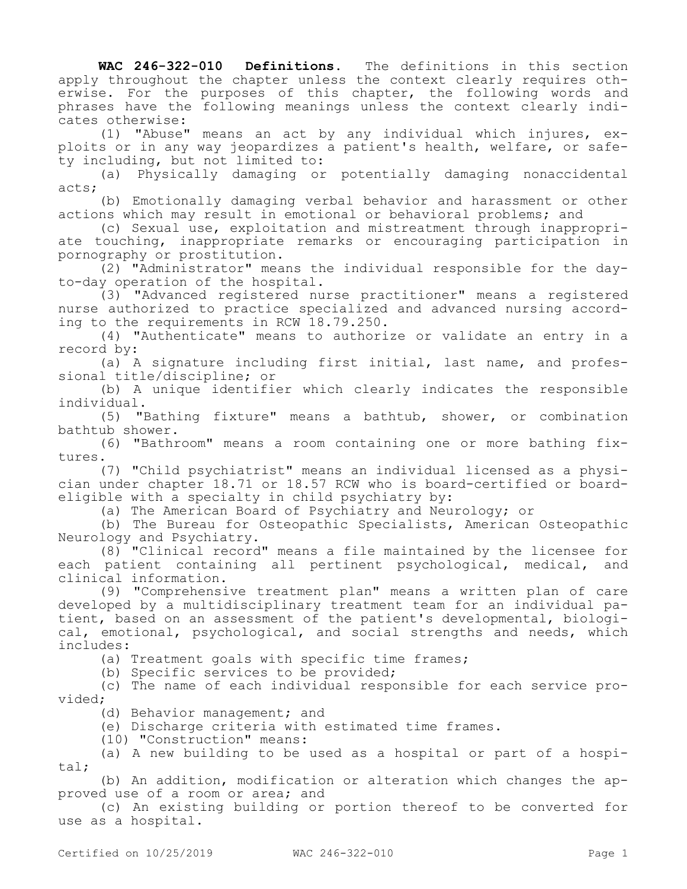**WAC 246-322-010 Definitions.** The definitions in this section apply throughout the chapter unless the context clearly requires otherwise. For the purposes of this chapter, the following words and phrases have the following meanings unless the context clearly indicates otherwise:

(1) "Abuse" means an act by any individual which injures, exploits or in any way jeopardizes a patient's health, welfare, or safety including, but not limited to:

(a) Physically damaging or potentially damaging nonaccidental acts;

(b) Emotionally damaging verbal behavior and harassment or other actions which may result in emotional or behavioral problems; and

(c) Sexual use, exploitation and mistreatment through inappropriate touching, inappropriate remarks or encouraging participation in pornography or prostitution.

(2) "Administrator" means the individual responsible for the day-to-day operation of the hospital.

(3) "Advanced registered nurse practitioner" means a registered nurse authorized to practice specialized and advanced nursing according to the requirements in RCW 18.79.250.

(4) "Authenticate" means to authorize or validate an entry in a record by:

(a) A signature including first initial, last name, and professional title/discipline; or

(b) A unique identifier which clearly indicates the responsible individual.

(5) "Bathing fixture" means a bathtub, shower, or combination bathtub shower.

(6) "Bathroom" means a room containing one or more bathing fixtures.

(7) "Child psychiatrist" means an individual licensed as a physician under chapter 18.71 or 18.57 RCW who is board-certified or board-eligible with a specialty in child psychiatry by:

(a) The American Board of Psychiatry and Neurology; or

(b) The Bureau for Osteopathic Specialists, American Osteopathic Neurology and Psychiatry.

(8) "Clinical record" means a file maintained by the licensee for each patient containing all pertinent psychological, medical, and clinical information.

(9) "Comprehensive treatment plan" means a written plan of care developed by a multidisciplinary treatment team for an individual patient, based on an assessment of the patient's developmental, biological, emotional, psychological, and social strengths and needs, which includes:

(a) Treatment goals with specific time frames;

(b) Specific services to be provided;

(c) The name of each individual responsible for each service provided;

(d) Behavior management; and

(e) Discharge criteria with estimated time frames.

(10) "Construction" means:

(a) A new building to be used as a hospital or part of a hospital;

(b) An addition, modification or alteration which changes the approved use of a room or area; and

(c) An existing building or portion thereof to be converted for use as a hospital.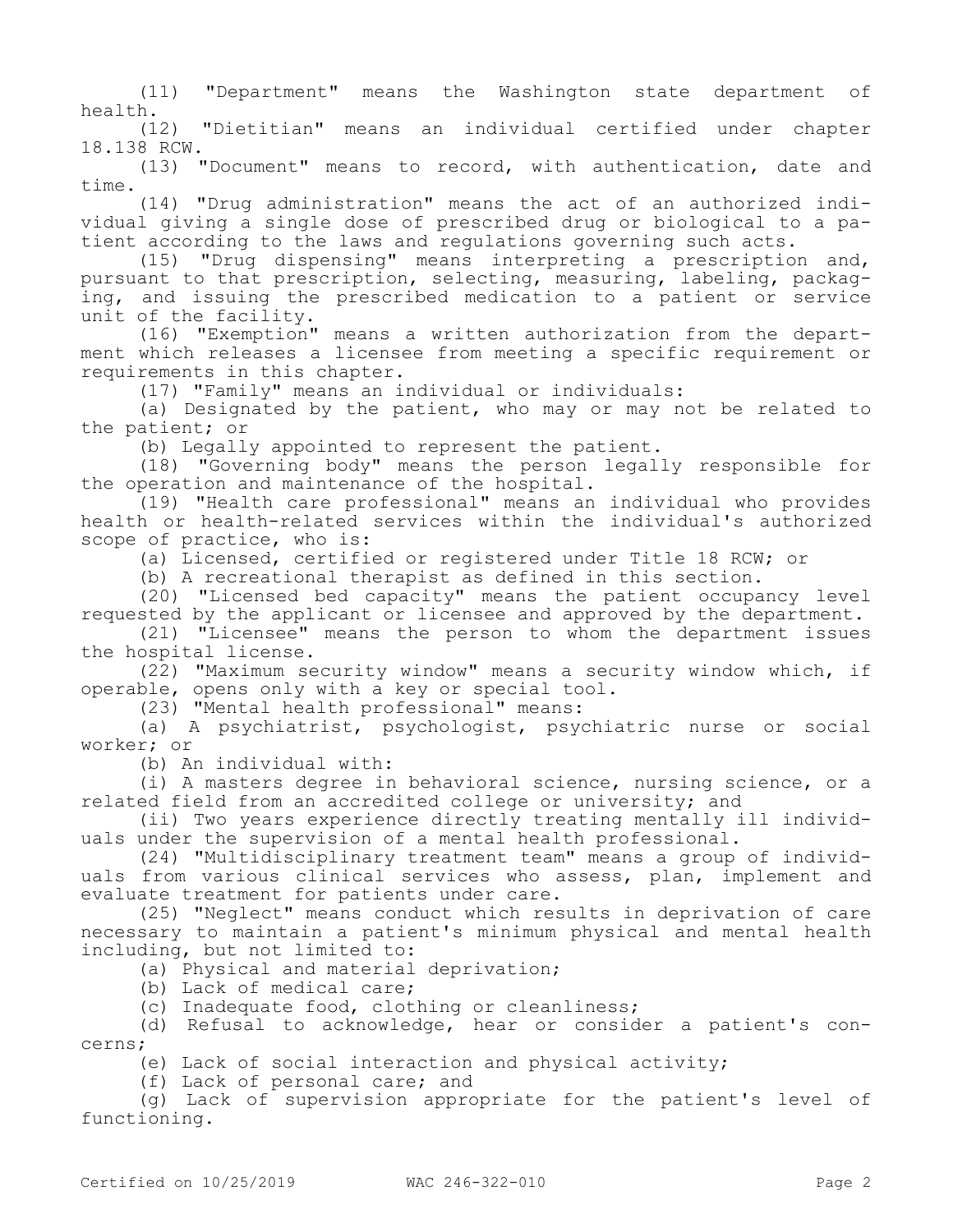(11) "Department" means the Washington state department of health.

(12) "Dietitian" means an individual certified under chapter 18.138 RCW.

(13) "Document" means to record, with authentication, date and time.

(14) "Drug administration" means the act of an authorized individual giving a single dose of prescribed drug or biological to a patient according to the laws and regulations governing such acts.

(15) "Drug dispensing" means interpreting a prescription and, pursuant to that prescription, selecting, measuring, labeling, packaging, and issuing the prescribed medication to a patient or service unit of the facility.

(16) "Exemption" means a written authorization from the department which releases a licensee from meeting a specific requirement or requirements in this chapter.

(17) "Family" means an individual or individuals:

(a) Designated by the patient, who may or may not be related to the patient; or

(b) Legally appointed to represent the patient.

(18) "Governing body" means the person legally responsible for the operation and maintenance of the hospital.

(19) "Health care professional" means an individual who provides health or health-related services within the individual's authorized scope of practice, who is:

(a) Licensed, certified or registered under Title 18 RCW; or

(b) A recreational therapist as defined in this section.

(20) "Licensed bed capacity" means the patient occupancy level requested by the applicant or licensee and approved by the department.

(21) "Licensee" means the person to whom the department issues the hospital license.

(22) "Maximum security window" means a security window which, if operable, opens only with a key or special tool.

(23) "Mental health professional" means:

(a) A psychiatrist, psychologist, psychiatric nurse or social worker; or

(b) An individual with:

(i) A masters degree in behavioral science, nursing science, or a related field from an accredited college or university; and

(ii) Two years experience directly treating mentally ill individuals under the supervision of a mental health professional.

(24) "Multidisciplinary treatment team" means a group of individuals from various clinical services who assess, plan, implement and evaluate treatment for patients under care.

(25) "Neglect" means conduct which results in deprivation of care necessary to maintain a patient's minimum physical and mental health including, but not limited to:

(a) Physical and material deprivation;

(b) Lack of medical care;

(c) Inadequate food, clothing or cleanliness;

(d) Refusal to acknowledge, hear or consider a patient's concerns;

(e) Lack of social interaction and physical activity;

(f) Lack of personal care; and

(g) Lack of supervision appropriate for the patient's level of functioning.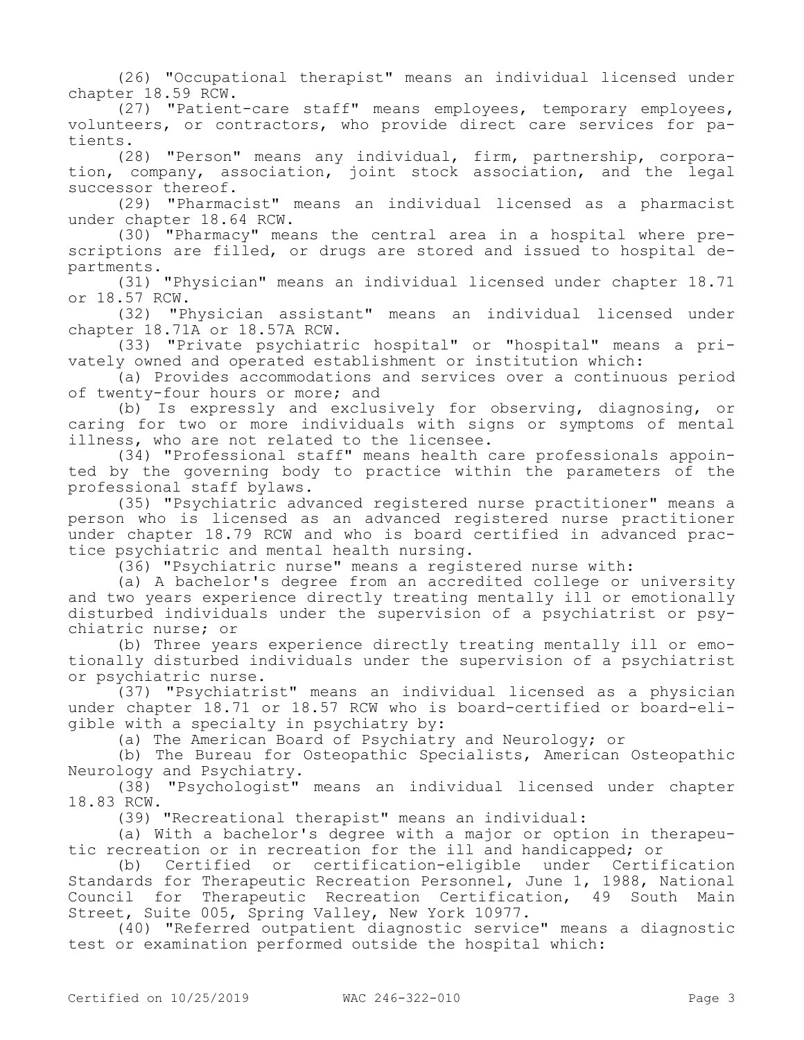(26) "Occupational therapist" means an individual licensed under chapter 18.59 RCW.

(27) "Patient-care staff" means employees, temporary employees, volunteers, or contractors, who provide direct care services for patients.

(28) "Person" means any individual, firm, partnership, corporation, company, association, joint stock association, and the legal successor thereof.

(29) "Pharmacist" means an individual licensed as a pharmacist under chapter 18.64 RCW.

(30) "Pharmacy" means the central area in a hospital where prescriptions are filled, or drugs are stored and issued to hospital departments.

(31) "Physician" means an individual licensed under chapter 18.71 or 18.57 RCW.

(32) "Physician assistant" means an individual licensed under chapter 18.71A or 18.57A RCW.

(33) "Private psychiatric hospital" or "hospital" means a privately owned and operated establishment or institution which:

(a) Provides accommodations and services over a continuous period of twenty-four hours or more; and

(b) Is expressly and exclusively for observing, diagnosing, or caring for two or more individuals with signs or symptoms of mental illness, who are not related to the licensee.

(34) "Professional staff" means health care professionals appointed by the governing body to practice within the parameters of the professional staff bylaws.

(35) "Psychiatric advanced registered nurse practitioner" means a person who is licensed as an advanced registered nurse practitioner under chapter 18.79 RCW and who is board certified in advanced practice psychiatric and mental health nursing.

(36) "Psychiatric nurse" means a registered nurse with:

(a) A bachelor's degree from an accredited college or university and two years experience directly treating mentally ill or emotionally disturbed individuals under the supervision of a psychiatrist or psychiatric nurse; or

(b) Three years experience directly treating mentally ill or emotionally disturbed individuals under the supervision of a psychiatrist or psychiatric nurse.

(37) "Psychiatrist" means an individual licensed as a physician under chapter 18.71 or 18.57 RCW who is board-certified or board-eligible with a specialty in psychiatry by:

(a) The American Board of Psychiatry and Neurology; or

(b) The Bureau for Osteopathic Specialists, American Osteopathic Neurology and Psychiatry.

(38) "Psychologist" means an individual licensed under chapter 18.83 RCW.

(39) "Recreational therapist" means an individual:

(a) With a bachelor's degree with a major or option in therapeutic recreation or in recreation for the ill and handicapped; or

(b) Certified or certification-eligible under Certification Standards for Therapeutic Recreation Personnel, June 1, 1988, National Council for Therapeutic Recreation Certification, 49 South Main Street, Suite 005, Spring Valley, New York 10977.

(40) "Referred outpatient diagnostic service" means a diagnostic test or examination performed outside the hospital which: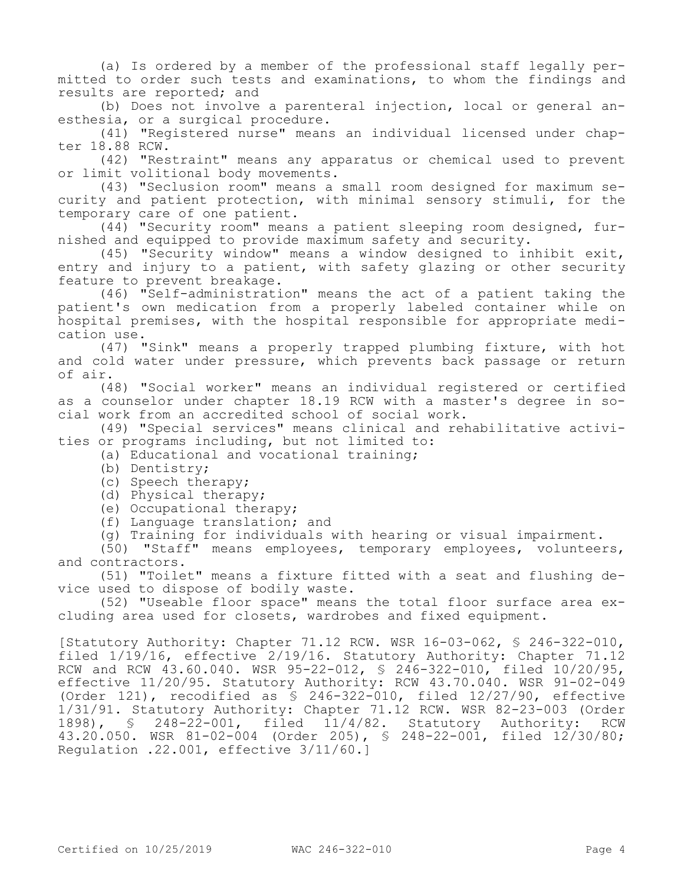(a) Is ordered by a member of the professional staff legally permitted to order such tests and examinations, to whom the findings and results are reported; and

(b) Does not involve a parenteral injection, local or general anesthesia, or a surgical procedure.

(41) "Registered nurse" means an individual licensed under chapter 18.88 RCW.

(42) "Restraint" means any apparatus or chemical used to prevent or limit volitional body movements.

(43) "Seclusion room" means a small room designed for maximum security and patient protection, with minimal sensory stimuli, for the temporary care of one patient.

(44) "Security room" means a patient sleeping room designed, furnished and equipped to provide maximum safety and security.

(45) "Security window" means a window designed to inhibit exit, entry and injury to a patient, with safety glazing or other security feature to prevent breakage.

(46) "Self-administration" means the act of a patient taking the patient's own medication from a properly labeled container while on hospital premises, with the hospital responsible for appropriate medication use.

(47) "Sink" means a properly trapped plumbing fixture, with hot and cold water under pressure, which prevents back passage or return of air.

(48) "Social worker" means an individual registered or certified as a counselor under chapter 18.19 RCW with a master's degree in social work from an accredited school of social work.

(49) "Special services" means clinical and rehabilitative activities or programs including, but not limited to:

(a) Educational and vocational training;

(b) Dentistry;

(c) Speech therapy;

(d) Physical therapy;

(e) Occupational therapy;

(f) Language translation; and

(g) Training for individuals with hearing or visual impairment.

(50) "Staff" means employees, temporary employees, volunteers, and contractors.

(51) "Toilet" means a fixture fitted with a seat and flushing device used to dispose of bodily waste.

(52) "Useable floor space" means the total floor surface area excluding area used for closets, wardrobes and fixed equipment.

[Statutory Authority: Chapter 71.12 RCW. WSR 16-03-062, § 246-322-010, filed 1/19/16, effective 2/19/16. Statutory Authority: Chapter 71.12 RCW and RCW 43.60.040. WSR 95-22-012, § 246-322-010, filed 10/20/95, effective 11/20/95. Statutory Authority: RCW 43.70.040. WSR 91-02-049 (Order 121), recodified as § 246-322-010, filed 12/27/90, effective 1/31/91. Statutory Authority: Chapter 71.12 RCW. WSR 82-23-003 (Order 1898), § 248-22-001, filed 11/4/82. Statutory Authority: RCW 43.20.050. WSR 81-02-004 (Order 205), § 248-22-001, filed 12/30/80; Regulation .22.001, effective 3/11/60.]